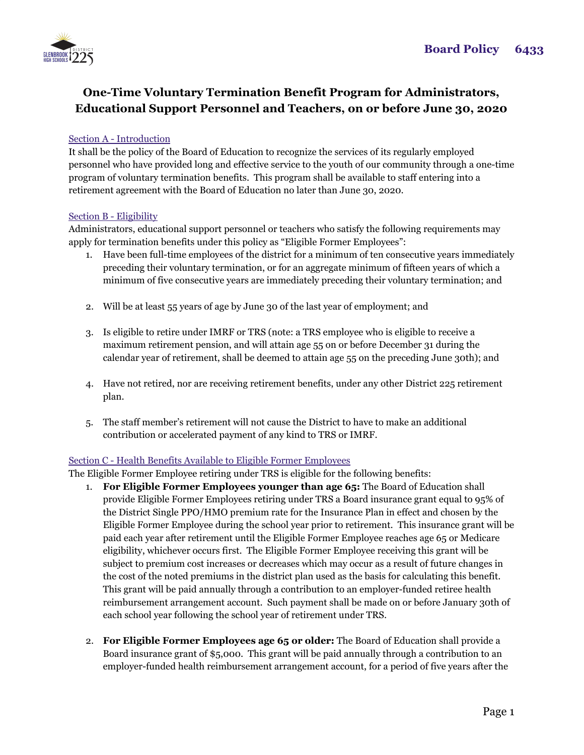Board Policy 6433

# One-Time Voluntary Termination Benefit Program for Administrators, Educational Support Personnel and Teachers, on or before June 30, 2020

## Section A - Introduction

It shall be the policy of the Board of Education to recognize the services of its regularly employed personnel who have provided long and effective service to the youth of our community through a one-time program of voluntary termination benefits. This program shall be available to staff entering into a retirement agreement with the Board of Education no later than June 30, 2020.

## Section B - Eligibility

Administrators, educational support personnel or teachers who satisfy the following requirements may apply for termination benefits under this policy as "Eligible Former Employees":

1. Have been full-time employees of the district for a minimum of ten consecutive years immediately preceding their voluntary termination, or for an aggregate minimum of fifteen years of which a minimum of five consecutive years are immediately preceding their voluntary termination; and

2. Will be at least 55 years of age by June 30 of the last year of employment; and

3. Is eligible to retire under IMRF or TRS (note: a TRS employee who is eligible to receive a maximum retirement pension, and will attain age 55 on or before December 31 during the calendar year of retirement, shall be deemed to attain age 55 on the preceding June 30th); and

4. Have not retired, nor are receiving retirement benefits, under any other District 225 retirement plan.

5. The staff member's retirement will not cause the District to have to make an additional contribution or accelerated payment of any kind to TRS or IMRF.

## Section C - Health Benefits Available to Eligible Former Employees

The Eligible Former Employee retiring under TRS is eligible for the following benefits:

1. **For Eligible Former Employees younger than age 65:** The Board of Education shall provide Eligible Former Employees retiring under TRS a Board insurance grant equal to 95% of the District Single PPO/HMO premium rate for the Insurance Plan in effect and chosen by the Eligible Former Employee during the school year prior to retirement. This insurance grant will be paid each year after retirement until the Eligible Former Employee reaches age 65 or Medicare eligibility, whichever occurs first. The Eligible Former Employee receiving this grant will be subject to premium cost increases or decreases which may occur as a result of future changes in the cost of the noted premiums in the district plan used as the basis for calculating this benefit. This grant will be paid annually through a contribution to an employer-funded retiree health reimbursement arrangement account. Such payment shall be made on or before January 30th of each school year following the school year of retirement under TRS.

2. **For Eligible Former Employees age 65 or older:** The Board of Education shall provide a Board insurance grant of $5,000. This grant will be paid annually through a contribution to an employer-funded health reimbursement arrangement account, for a period of five years after the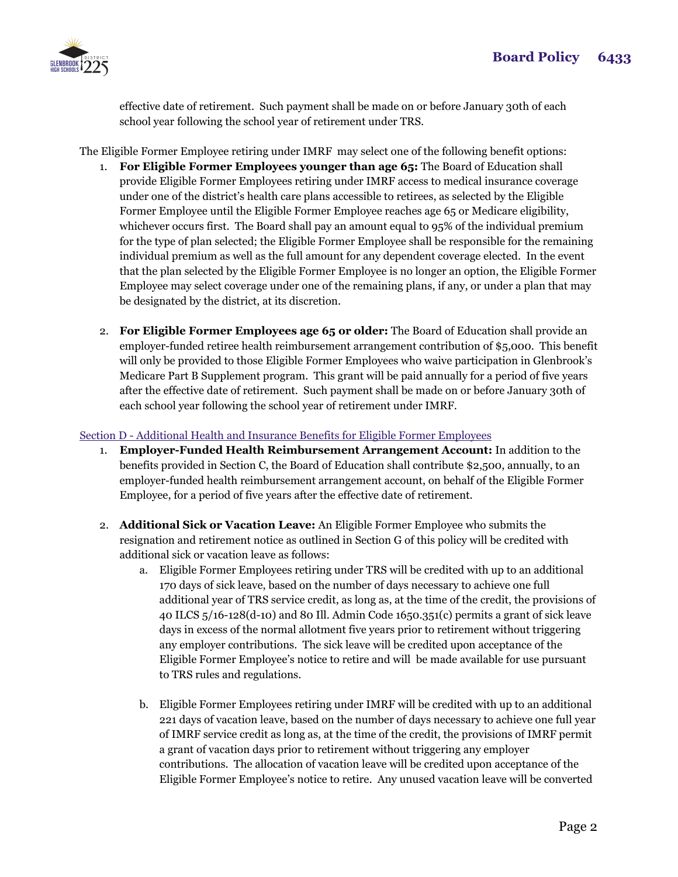effective date of retirement. Such payment shall be made on or before January 30th of each school year following the school year of retirement under TRS.

The Eligible Former Employee retiring under IMRF may select one of the following benefit options:

1. **For Eligible Former Employees younger than age 65:** The Board of Education shall provide Eligible Former Employees retiring under IMRF access to medical insurance coverage under one of the district's health care plans accessible to retirees, as selected by the Eligible Former Employee until the Eligible Former Employee reaches age 65 or Medicare eligibility, whichever occurs first. The Board shall pay an amount equal to 95% of the individual premium for the type of plan selected; the Eligible Former Employee shall be responsible for the remaining individual premium as well as the full amount for any dependent coverage elected. In the event that the plan selected by the Eligible Former Employee is no longer an option, the Eligible Former Employee may select coverage under one of the remaining plans, if any, or under a plan that may be designated by the district, at its discretion.

2. **For Eligible Former Employees age 65 or older:** The Board of Education shall provide an employer-funded retiree health reimbursement arrangement contribution of $5,000. This benefit will only be provided to those Eligible Former Employees who waive participation in Glenbrook's Medicare Part B Supplement program. This grant will be paid annually for a period of five years after the effective date of retirement. Such payment shall be made on or before January 30th of each school year following the school year of retirement under IMRF.

Section D - Additional Health and Insurance Benefits for Eligible Former Employees

1. **Employer-Funded Health Reimbursement Arrangement Account:** In addition to the benefits provided in Section C, the Board of Education shall contribute $2,500, annually, to an employer-funded health reimbursement arrangement account, on behalf of the Eligible Former Employee, for a period of five years after the effective date of retirement.

2. **Additional Sick or Vacation Leave:** An Eligible Former Employee who submits the resignation and retirement notice as outlined in Section G of this policy will be credited with additional sick or vacation leave as follows:
   a. Eligible Former Employees retiring under TRS will be credited with up to an additional 170 days of sick leave, based on the number of days necessary to achieve one full additional year of TRS service credit, as long as, at the time of the credit, the provisions of 40 ILCS 5/16-128(d-10) and 80 Ill. Admin Code 1650.351(c) permits a grant of sick leave days in excess of the normal allotment five years prior to retirement without triggering any employer contributions. The sick leave will be credited upon acceptance of the Eligible Former Employee's notice to retire and will be made available for use pursuant to TRS rules and regulations.

   b. Eligible Former Employees retiring under IMRF will be credited with up to an additional 221 days of vacation leave, based on the number of days necessary to achieve one full year of IMRF service credit as long as, at the time of the credit, the provisions of IMRF permit a grant of vacation days prior to retirement without triggering any employer contributions. The allocation of vacation leave will be credited upon acceptance of the Eligible Former Employee's notice to retire. Any unused vacation leave will be converted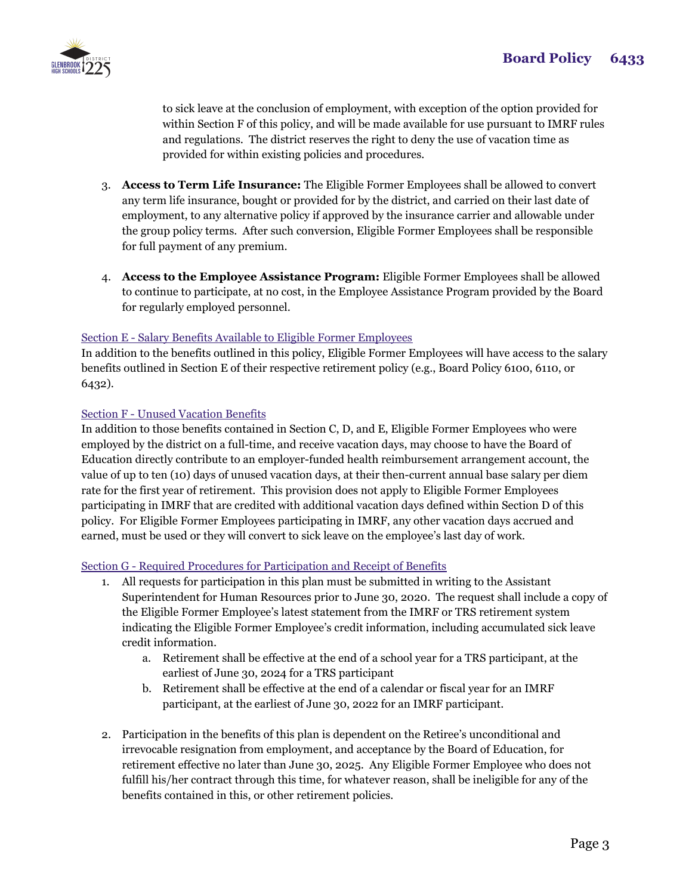to sick leave at the conclusion of employment, with exception of the option provided for within Section F of this policy, and will be made available for use pursuant to IMRF rules and regulations. The district reserves the right to deny the use of vacation time as provided for within existing policies and procedures.

3. **Access to Term Life Insurance:** The Eligible Former Employees shall be allowed to convert any term life insurance, bought or provided for by the district, and carried on their last date of employment, to any alternative policy if approved by the insurance carrier and allowable under the group policy terms. After such conversion, Eligible Former Employees shall be responsible for full payment of any premium.

4. **Access to the Employee Assistance Program:** Eligible Former Employees shall be allowed to continue to participate, at no cost, in the Employee Assistance Program provided by the Board for regularly employed personnel.

### Section E - Salary Benefits Available to Eligible Former Employees

In addition to the benefits outlined in this policy, Eligible Former Employees will have access to the salary benefits outlined in Section E of their respective retirement policy (e.g., Board Policy 6100, 6110, or 6432).

### Section F - Unused Vacation Benefits

In addition to those benefits contained in Section C, D, and E, Eligible Former Employees who were employed by the district on a full-time, and receive vacation days, may choose to have the Board of Education directly contribute to an employer-funded health reimbursement arrangement account, the value of up to ten (10) days of unused vacation days, at their then-current annual base salary per diem rate for the first year of retirement. This provision does not apply to Eligible Former Employees participating in IMRF that are credited with additional vacation days defined within Section D of this policy. For Eligible Former Employees participating in IMRF, any other vacation days accrued and earned, must be used or they will convert to sick leave on the employee's last day of work.

### Section G - Required Procedures for Participation and Receipt of Benefits

1. All requests for participation in this plan must be submitted in writing to the Assistant Superintendent for Human Resources prior to June 30, 2020. The request shall include a copy of the Eligible Former Employee's latest statement from the IMRF or TRS retirement system indicating the Eligible Former Employee's credit information, including accumulated sick leave credit information.
   a. Retirement shall be effective at the end of a school year for a TRS participant, at the earliest of June 30, 2024 for a TRS participant
   b. Retirement shall be effective at the end of a calendar or fiscal year for an IMRF participant, at the earliest of June 30, 2022 for an IMRF participant.

2. Participation in the benefits of this plan is dependent on the Retiree's unconditional and irrevocable resignation from employment, and acceptance by the Board of Education, for retirement effective no later than June 30, 2025. Any Eligible Former Employee who does not fulfill his/her contract through this time, for whatever reason, shall be ineligible for any of the benefits contained in this, or other retirement policies.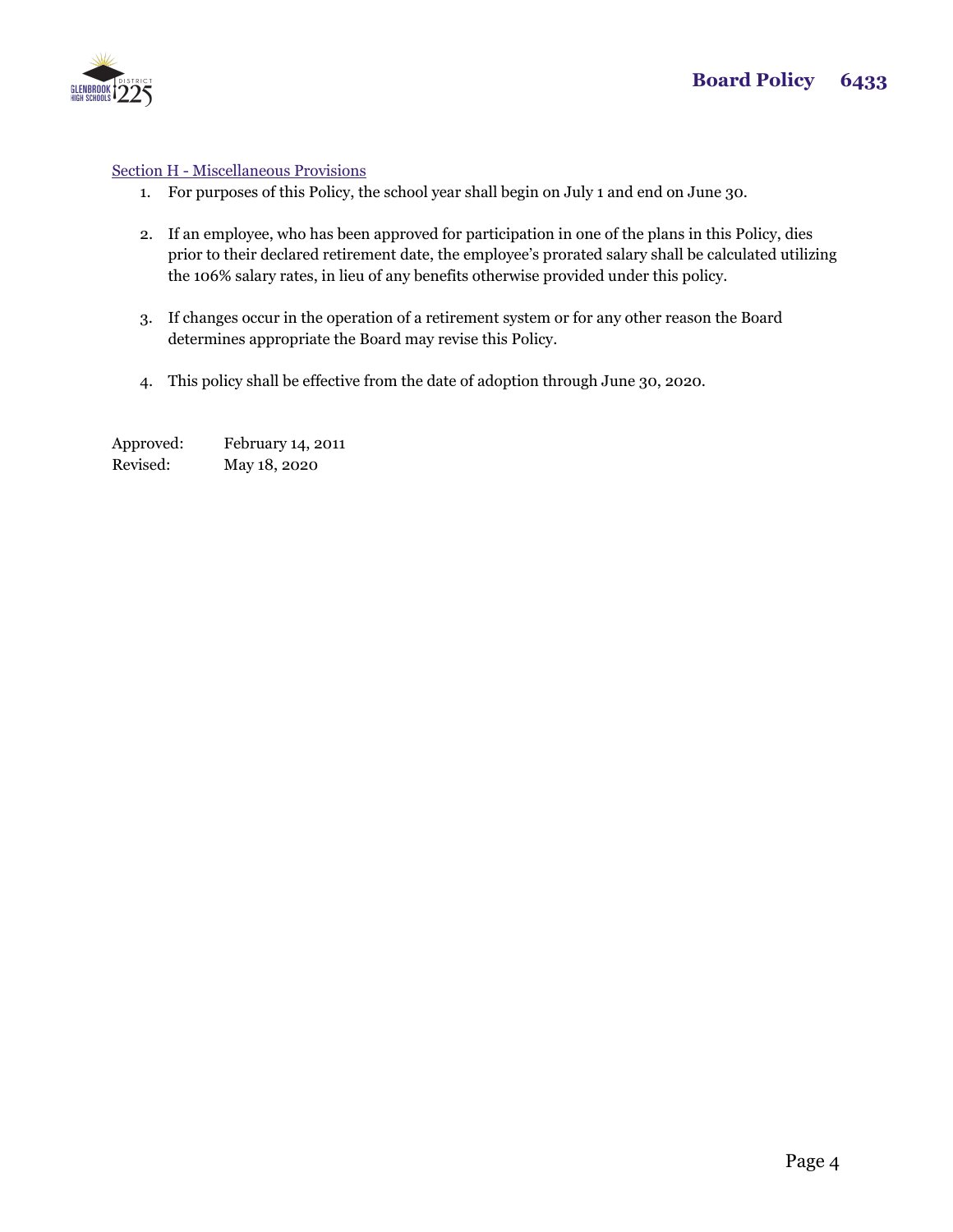Section H - Miscellaneous Provisions

1. For purposes of this Policy, the school year shall begin on July 1 and end on June 30.

2. If an employee, who has been approved for participation in one of the plans in this Policy, dies prior to their declared retirement date, the employee's prorated salary shall be calculated utilizing the 106% salary rates, in lieu of any benefits otherwise provided under this policy.

3. If changes occur in the operation of a retirement system or for any other reason the Board determines appropriate the Board may revise this Policy.

4. This policy shall be effective from the date of adoption through June 30, 2020.

Approved: February 14, 2011
Revised: May 18, 2020